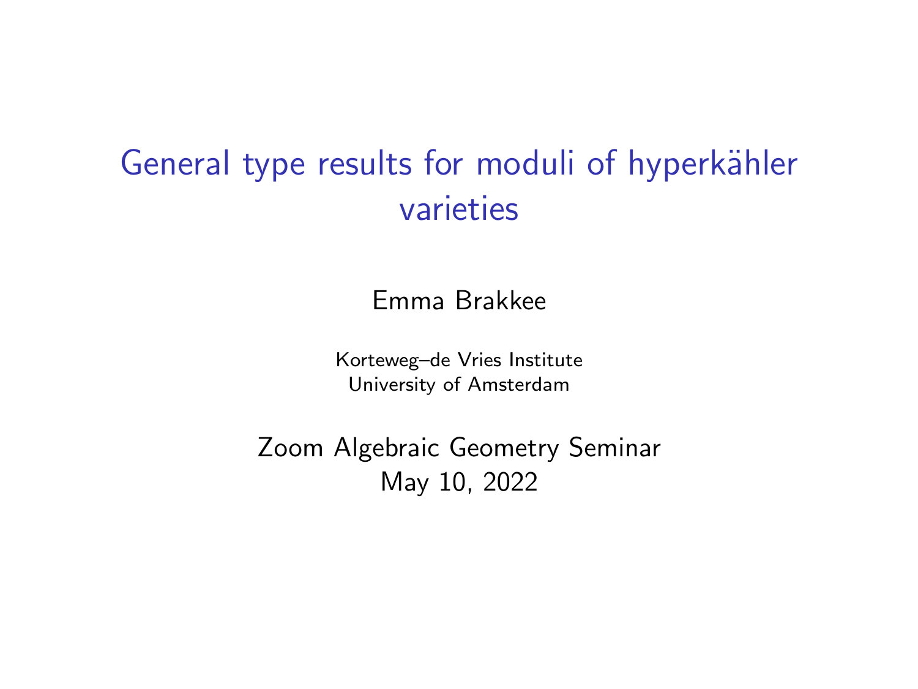# General type results for moduli of hyperkähler varieties

Emma Brakkee

Korteweg–de Vries Institute
University of Amsterdam

Zoom Algebraic Geometry Seminar
May 10, 2022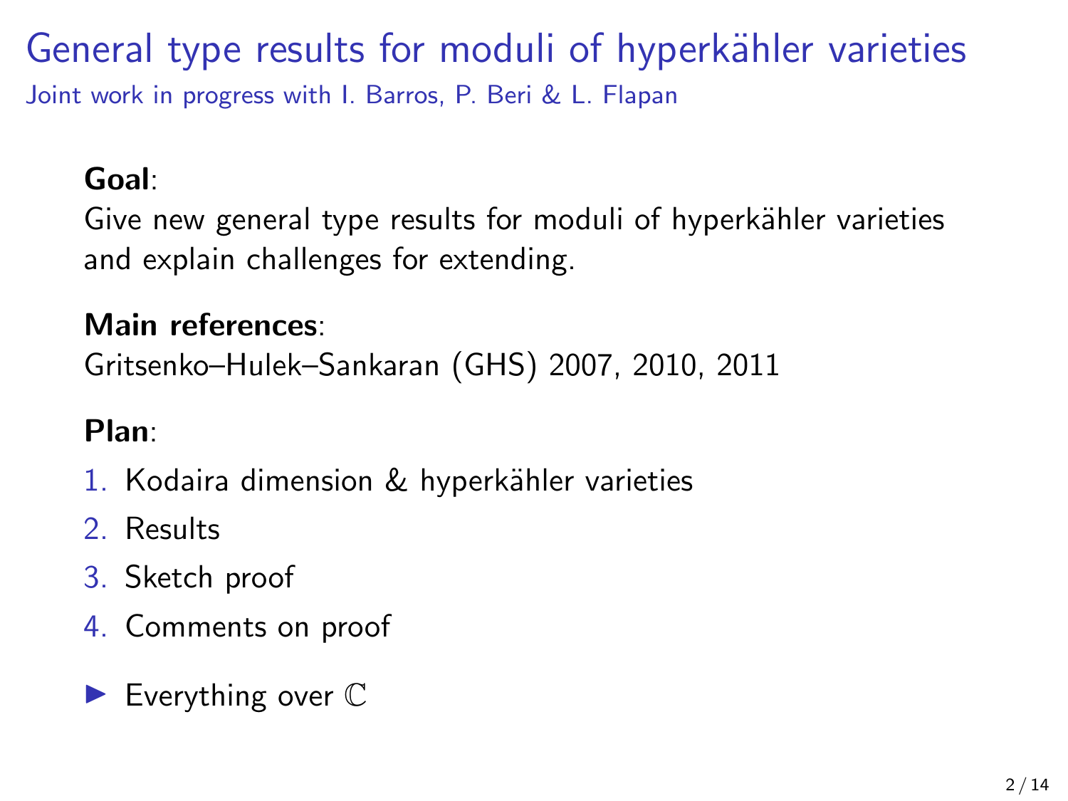# General type results for moduli of hyperkähler varieties

Joint work in progress with I. Barros, P. Beri & L. Flapan

**Goal**:
Give new general type results for moduli of hyperkähler varieties and explain challenges for extending.

**Main references**:
Gritsenko–Hulek–Sankaran (GHS) 2007, 2010, 2011

**Plan**:

1. Kodaira dimension & hyperkähler varieties
2. Results
3. Sketch proof
4. Comments on proof

- Everything over $\mathbb{C}$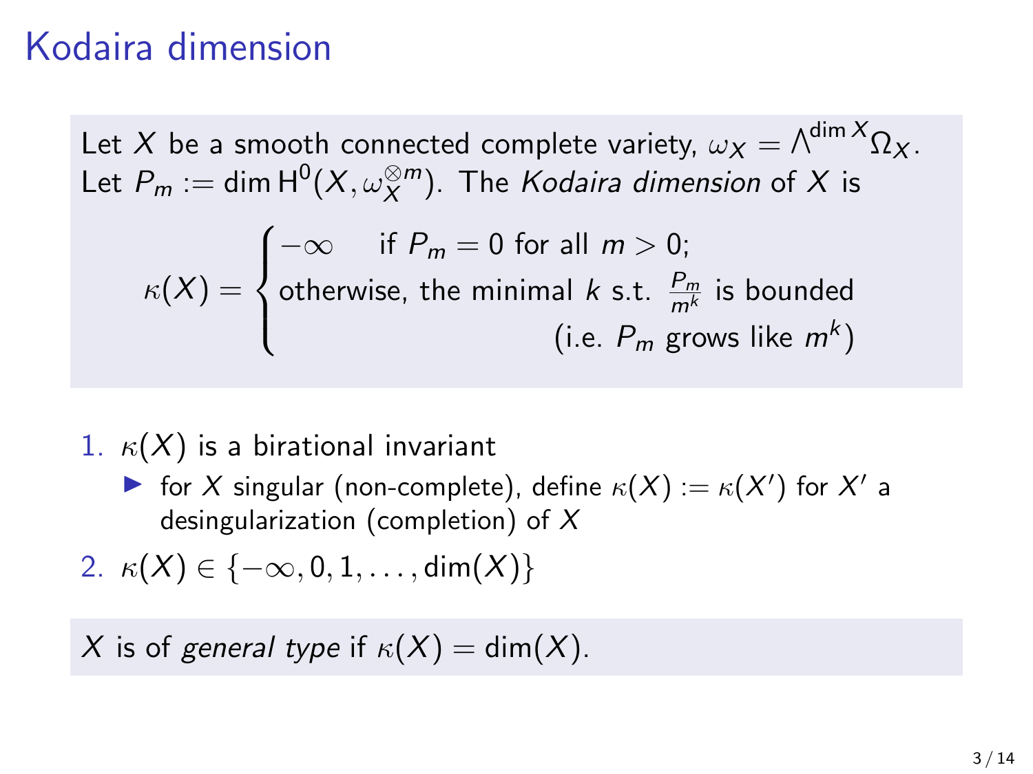# Kodaira dimension

Let $X$ be a smooth connected complete variety, $\omega_X = \Lambda^{\dim X}\Omega_X$.
Let $P_m := \dim \mathrm{H}^0(X, \omega_X^{\otimes m})$. The *Kodaira dimension* of $X$ is

$$\kappa(X) = \begin{cases} -\infty & \text{if } P_m = 0 \text{ for all } m > 0; \\ \text{otherwise, the minimal } k \text{ s.t. } \frac{P_m}{m^k} \text{ is bounded} \\ \qquad\qquad\qquad\qquad (\text{i.e. } P_m \text{ grows like } m^k) \end{cases}$$

1. $\kappa(X)$ is a birational invariant
   - for $X$ singular (non-complete), define $\kappa(X) := \kappa(X')$ for $X'$ a desingularization (completion) of $X$
2. $\kappa(X) \in \{-\infty, 0, 1, \dots, \dim(X)\}$

$X$ is of *general type* if $\kappa(X) = \dim(X)$.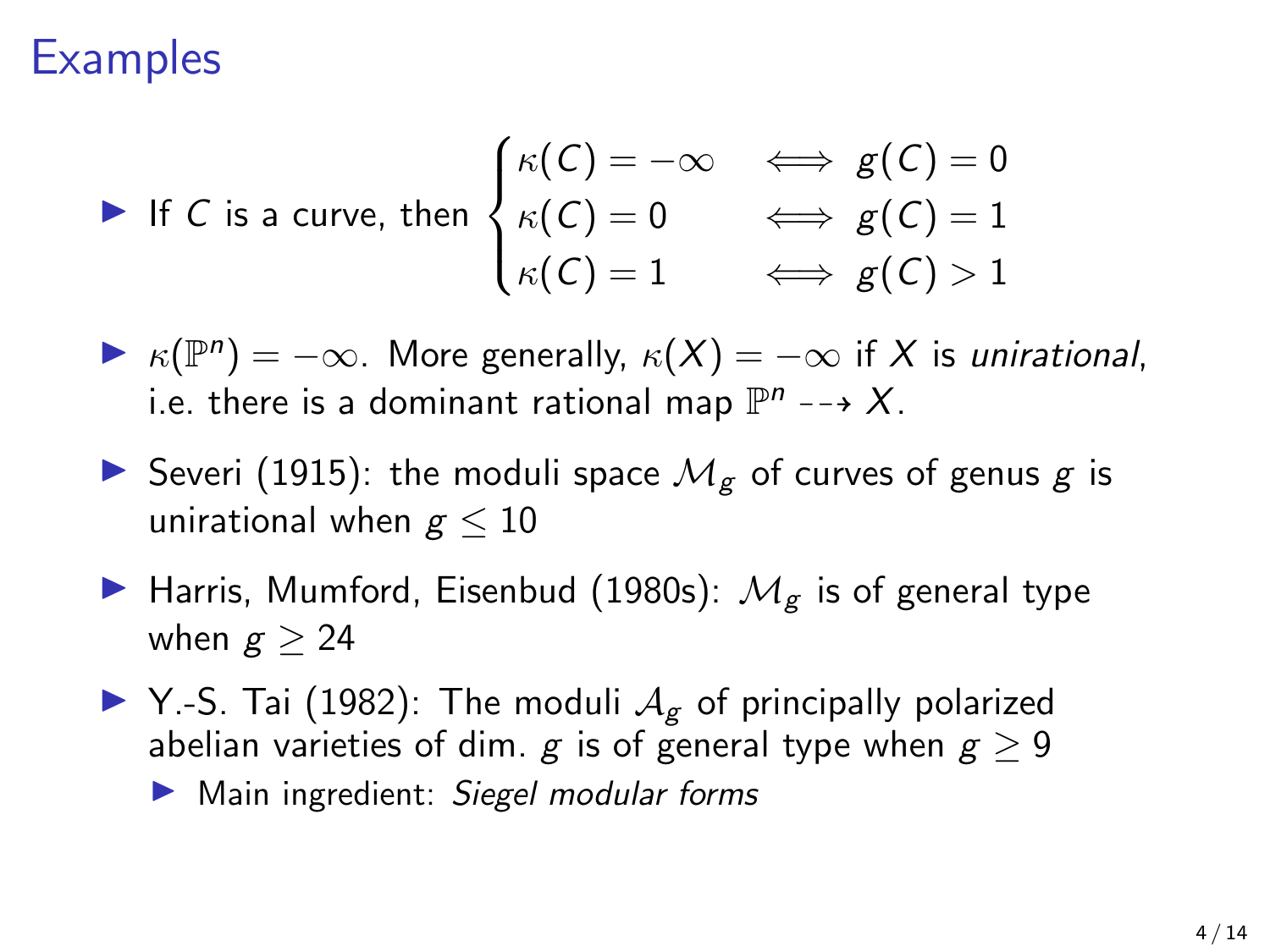# Examples

- If $C$ is a curve, then $\begin{cases} \kappa(C) = -\infty & \iff g(C) = 0 \\ \kappa(C) = 0 & \iff g(C) = 1 \\ \kappa(C) = 1 & \iff g(C) > 1 \end{cases}$

- $\kappa(\mathbb{P}^n) = -\infty$. More generally, $\kappa(X) = -\infty$ if $X$ is *unirational*, i.e. there is a dominant rational map $\mathbb{P}^n \dashrightarrow X$.

- Severi (1915): the moduli space $\mathcal{M}_g$ of curves of genus $g$ is unirational when $g \leq 10$

- Harris, Mumford, Eisenbud (1980s): $\mathcal{M}_g$ is of general type when $g \geq 24$

- Y.-S. Tai (1982): The moduli $\mathcal{A}_g$ of principally polarized abelian varieties of dim. $g$ is of general type when $g \geq 9$
  - Main ingredient: *Siegel modular forms*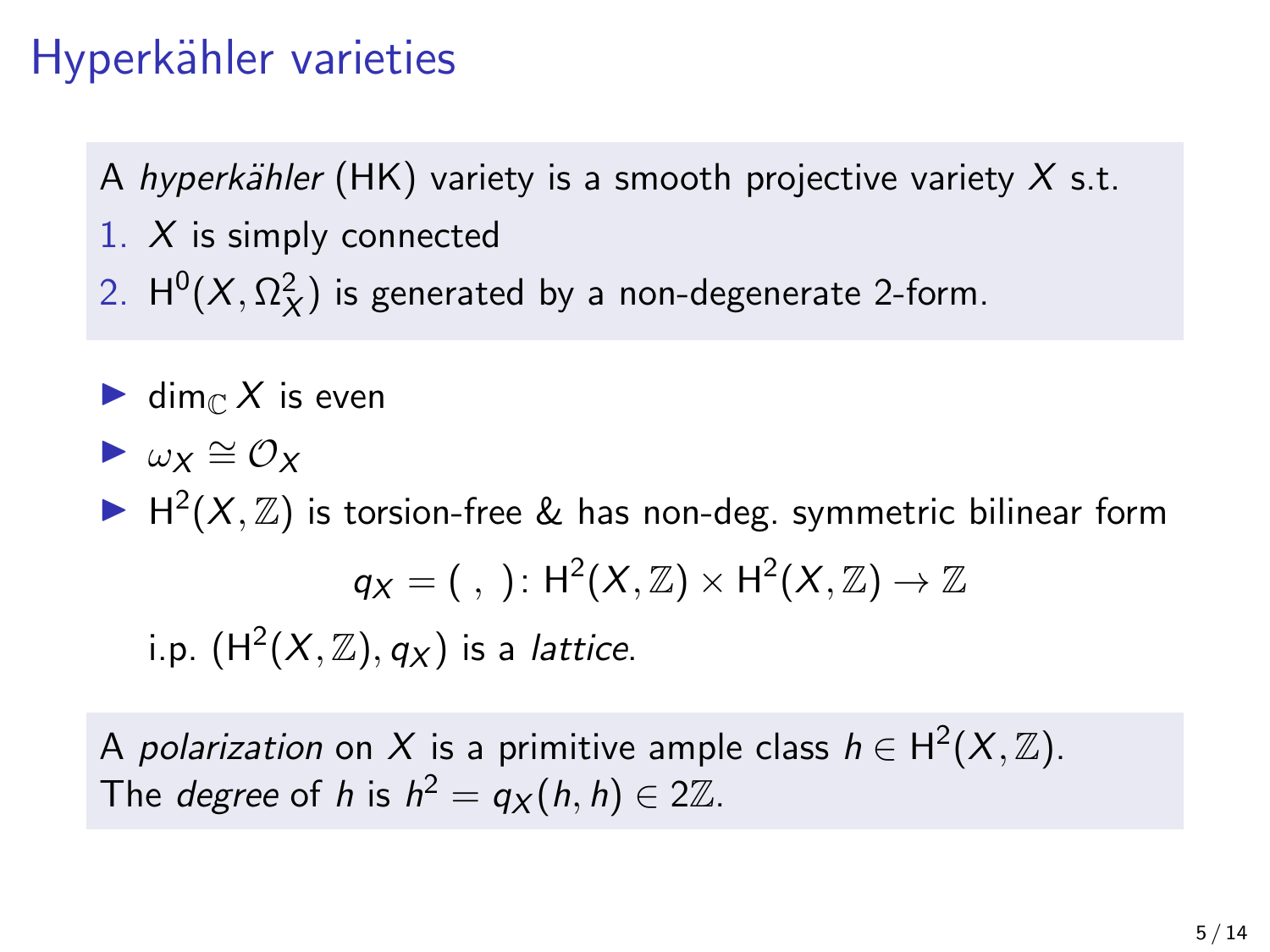# Hyperkähler varieties

A *hyperkähler* (HK) variety is a smooth projective variety $X$ s.t.

1. $X$ is simply connected
2. $\mathrm{H}^0(X, \Omega_X^2)$ is generated by a non-degenerate 2-form.

- $\dim_{\mathbb{C}} X$ is even
- $\omega_X \cong \mathcal{O}_X$
- $\mathrm{H}^2(X, \mathbb{Z})$ is torsion-free & has non-deg. symmetric bilinear form

$$q_X = (\ ,\ ) \colon \mathrm{H}^2(X, \mathbb{Z}) \times \mathrm{H}^2(X, \mathbb{Z}) \to \mathbb{Z}$$

  i.p. $(\mathrm{H}^2(X, \mathbb{Z}), q_X)$ is a *lattice*.

A *polarization* on $X$ is a primitive ample class $h \in \mathrm{H}^2(X, \mathbb{Z})$.
The *degree* of $h$ is $h^2 = q_X(h, h) \in 2\mathbb{Z}$.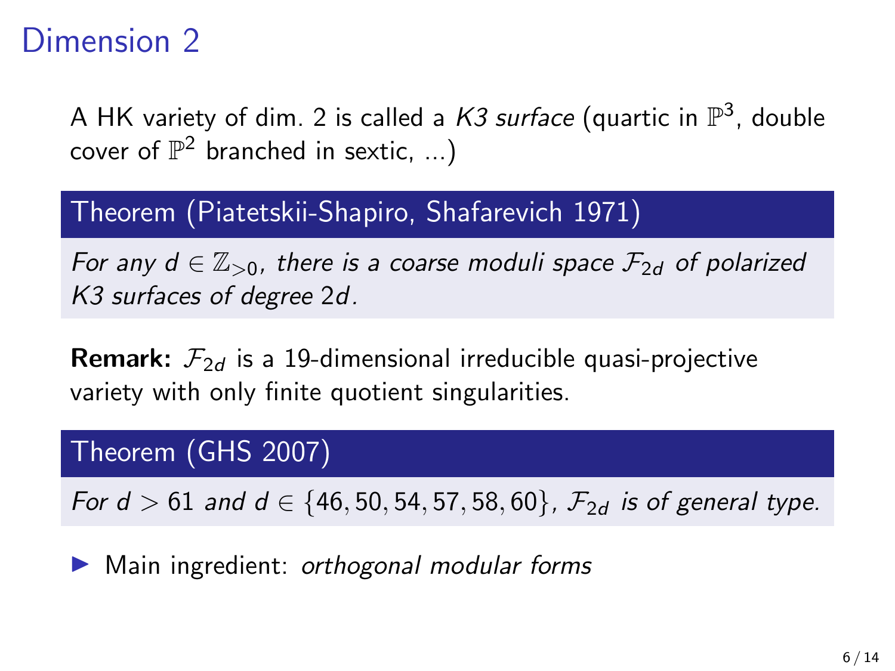# Dimension 2

A HK variety of dim. 2 is called a *K3 surface* (quartic in $\mathbb{P}^3$, double cover of $\mathbb{P}^2$ branched in sextic, ...)

**Theorem (Piatetskii-Shapiro, Shafarevich 1971)**

*For any $d \in \mathbb{Z}_{>0}$, there is a coarse moduli space $\mathcal{F}_{2d}$ of polarized K3 surfaces of degree $2d$.*

**Remark:** $\mathcal{F}_{2d}$ is a 19-dimensional irreducible quasi-projective variety with only finite quotient singularities.

**Theorem (GHS 2007)**

*For $d > 61$ and $d \in \{46, 50, 54, 57, 58, 60\}$, $\mathcal{F}_{2d}$ is of general type.*

- Main ingredient: *orthogonal modular forms*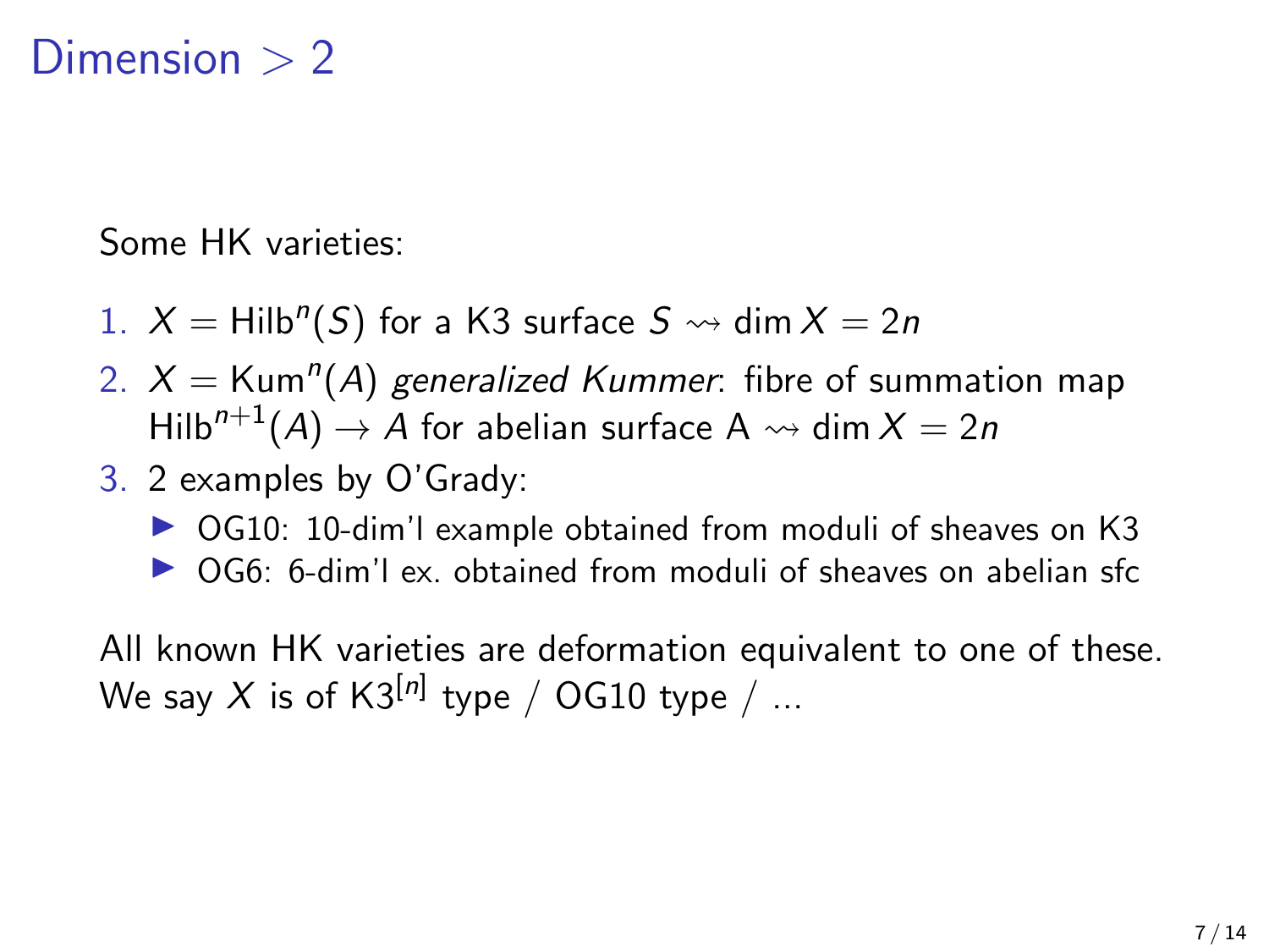# Dimension $> 2$

Some HK varieties:

1. $X = \mathrm{Hilb}^n(S)$ for a K3 surface $S \rightsquigarrow \dim X = 2n$
2. $X = \mathrm{Kum}^n(A)$ *generalized Kummer*: fibre of summation map $\mathrm{Hilb}^{n+1}(A) \to A$ for abelian surface A $\rightsquigarrow \dim X = 2n$
3. 2 examples by O'Grady:
   - OG10: 10-dim'l example obtained from moduli of sheaves on K3
   - OG6: 6-dim'l ex. obtained from moduli of sheaves on abelian sfc

All known HK varieties are deformation equivalent to one of these. We say $X$ is of $\mathrm{K3}^{[n]}$ type / OG10 type / ...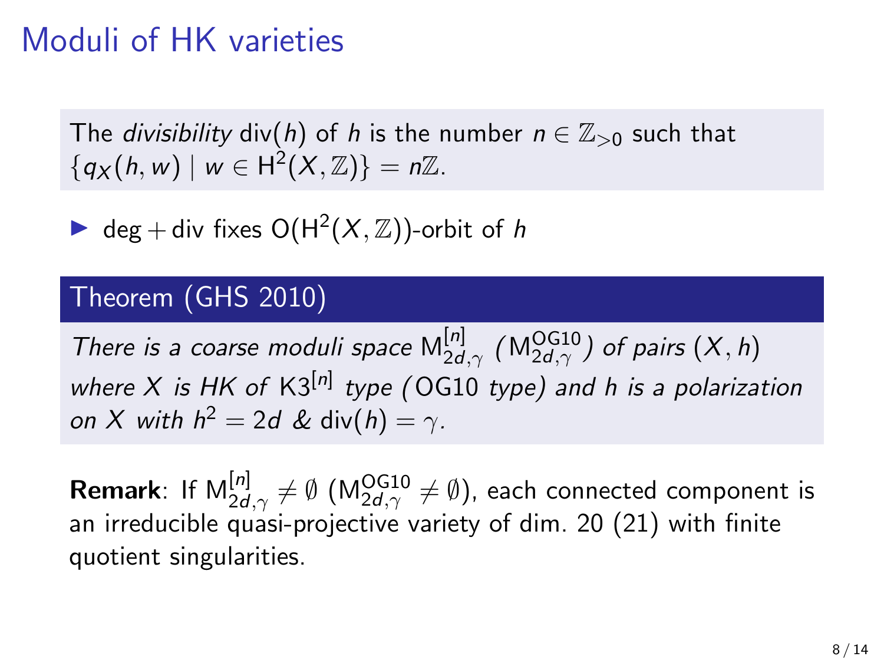# Moduli of HK varieties

The *divisibility* $\mathrm{div}(h)$ of $h$ is the number $n \in \mathbb{Z}_{>0}$ such that $\{q_X(h, w) \mid w \in \mathrm{H}^2(X, \mathbb{Z})\} = n\mathbb{Z}$.

- $\deg + \mathrm{div}$ fixes $\mathrm{O}(\mathrm{H}^2(X, \mathbb{Z}))$-orbit of $h$

**Theorem (GHS 2010)**

*There is a coarse moduli space* $\mathrm{M}^{[n]}_{2d,\gamma}$ *(*$\mathrm{M}^{\mathrm{OG10}}_{2d,\gamma}$*) of pairs* $(X, h)$ *where* $X$ *is HK of* $\mathrm{K3}^{[n]}$ *type (*$\mathrm{OG10}$ *type) and* $h$ *is a polarization on* $X$ *with* $h^2 = 2d$ *&* $\mathrm{div}(h) = \gamma$*.*

**Remark**: If $\mathrm{M}^{[n]}_{2d,\gamma} \neq \emptyset$ ($\mathrm{M}^{\mathrm{OG10}}_{2d,\gamma} \neq \emptyset$), each connected component is an irreducible quasi-projective variety of dim. 20 (21) with finite quotient singularities.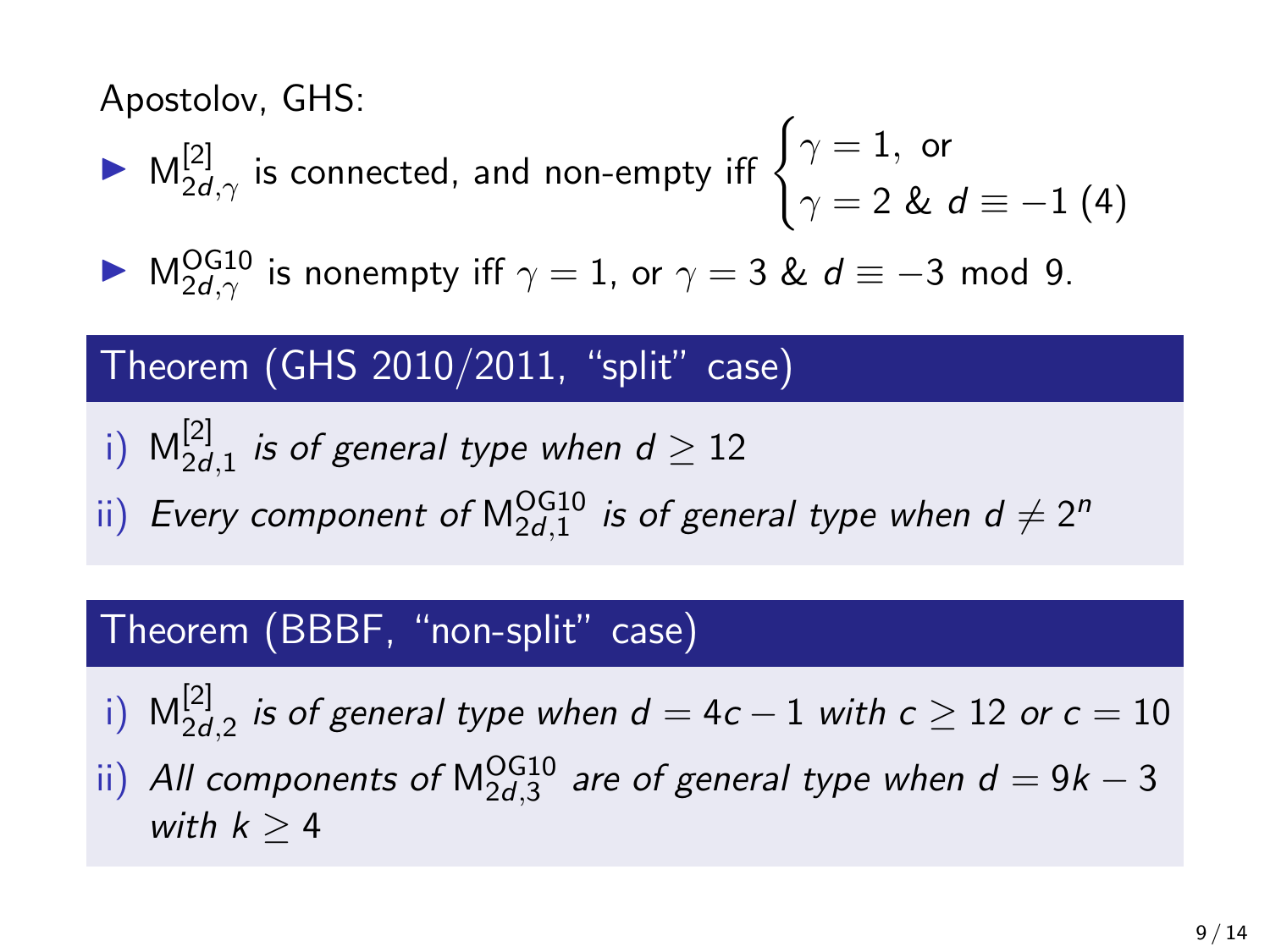Apostolov, GHS:

- $\mathsf{M}^{[2]}_{2d,\gamma}$ is connected, and non-empty iff $\begin{cases} \gamma = 1, \text{ or} \\ \gamma = 2 \ \& \ d \equiv -1 \ (4) \end{cases}$
- $\mathsf{M}^{\mathrm{OG10}}_{2d,\gamma}$ is nonempty iff $\gamma = 1$, or $\gamma = 3$ & $d \equiv -3$ mod 9.

### Theorem (GHS 2010/2011, "split" case)

i) $\mathsf{M}^{[2]}_{2d,1}$ *is of general type when* $d \geq 12$

ii) *Every component of* $\mathsf{M}^{\mathrm{OG10}}_{2d,1}$ *is of general type when* $d \neq 2^n$

### Theorem (BBBF, "non-split" case)

i) $\mathsf{M}^{[2]}_{2d,2}$ *is of general type when* $d = 4c - 1$ *with* $c \geq 12$ *or* $c = 10$

ii) *All components of* $\mathsf{M}^{\mathrm{OG10}}_{2d,3}$ *are of general type when* $d = 9k - 3$ *with* $k \geq 4$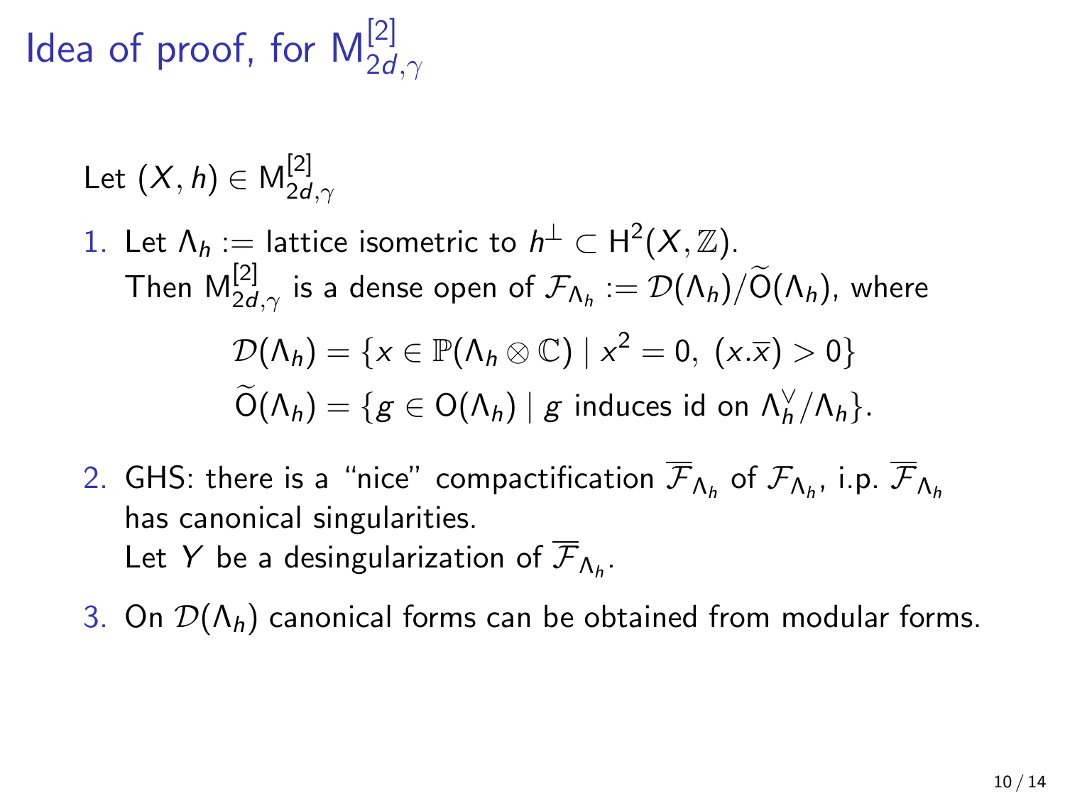# Idea of proof, for $\mathsf{M}^{[2]}_{2d,\gamma}$

Let $(X,h) \in \mathsf{M}^{[2]}_{2d,\gamma}$

1. Let $\Lambda_h :=$ lattice isometric to $h^\perp \subset \mathsf{H}^2(X,\mathbb{Z})$.
   Then $\mathsf{M}^{[2]}_{2d,\gamma}$ is a dense open of $\mathcal{F}_{\Lambda_h} := \mathcal{D}(\Lambda_h)/\widetilde{\mathsf{O}}(\Lambda_h)$, where
   $$\mathcal{D}(\Lambda_h) = \{x \in \mathbb{P}(\Lambda_h \otimes \mathbb{C}) \mid x^2 = 0,\ (x.\overline{x}) > 0\}$$
   $$\widetilde{\mathsf{O}}(\Lambda_h) = \{g \in \mathsf{O}(\Lambda_h) \mid g \text{ induces id on } \Lambda_h^\vee/\Lambda_h\}.$$
2. GHS: there is a "nice" compactification $\overline{\mathcal{F}}_{\Lambda_h}$ of $\mathcal{F}_{\Lambda_h}$, i.p. $\overline{\mathcal{F}}_{\Lambda_h}$ has canonical singularities.
   Let $Y$ be a desingularization of $\overline{\mathcal{F}}_{\Lambda_h}$.
3. On $\mathcal{D}(\Lambda_h)$ canonical forms can be obtained from modular forms.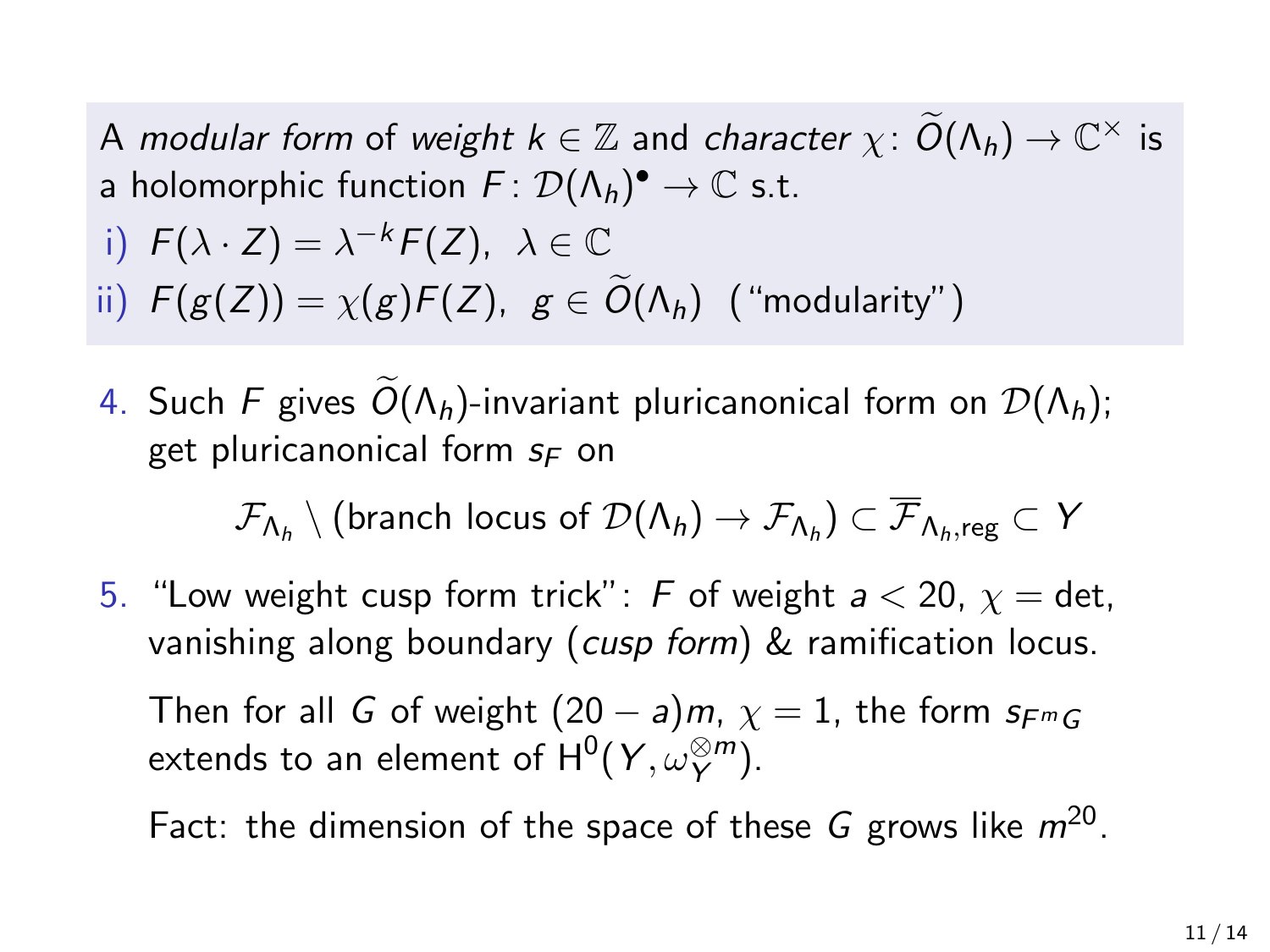A *modular form* of *weight* $k \in \mathbb{Z}$ and *character* $\chi \colon \widetilde{O}(\Lambda_h) \to \mathbb{C}^\times$ is a holomorphic function $F \colon \mathcal{D}(\Lambda_h)^\bullet \to \mathbb{C}$ s.t.

i) $F(\lambda \cdot Z) = \lambda^{-k} F(Z), \ \lambda \in \mathbb{C}$

ii) $F(g(Z)) = \chi(g) F(Z), \ g \in \widetilde{O}(\Lambda_h)$ ("modularity")

4. Such $F$ gives $\widetilde{O}(\Lambda_h)$-invariant pluricanonical form on $\mathcal{D}(\Lambda_h)$; get pluricanonical form $s_F$ on

$$\mathcal{F}_{\Lambda_h} \setminus (\text{branch locus of } \mathcal{D}(\Lambda_h) \to \mathcal{F}_{\Lambda_h}) \subset \overline{\mathcal{F}}_{\Lambda_h,\mathrm{reg}} \subset Y$$

5. "Low weight cusp form trick": $F$ of weight $a < 20$, $\chi = \det$, vanishing along boundary (*cusp form*) & ramification locus.

   Then for all $G$ of weight $(20 - a)m$, $\chi = 1$, the form $s_{F^m G}$ extends to an element of $\mathrm{H}^0(Y, \omega_Y^{\otimes m})$.

   Fact: the dimension of the space of these $G$ grows like $m^{20}$.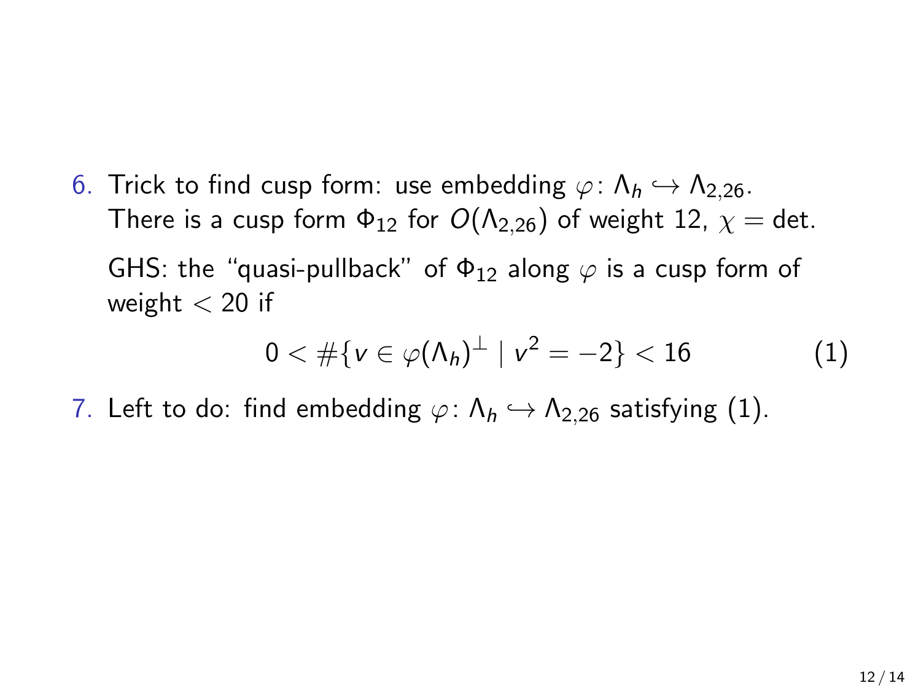6. Trick to find cusp form: use embedding $\varphi\colon \Lambda_h \hookrightarrow \Lambda_{2,26}$.
   There is a cusp form $\Phi_{12}$ for $O(\Lambda_{2,26})$ of weight 12, $\chi = \det$.

   GHS: the "quasi-pullback" of $\Phi_{12}$ along $\varphi$ is a cusp form of weight $< 20$ if

   $$0 < \#\{v \in \varphi(\Lambda_h)^\perp \mid v^2 = -2\} < 16 \qquad (1)$$

7. Left to do: find embedding $\varphi\colon \Lambda_h \hookrightarrow \Lambda_{2,26}$ satisfying (1).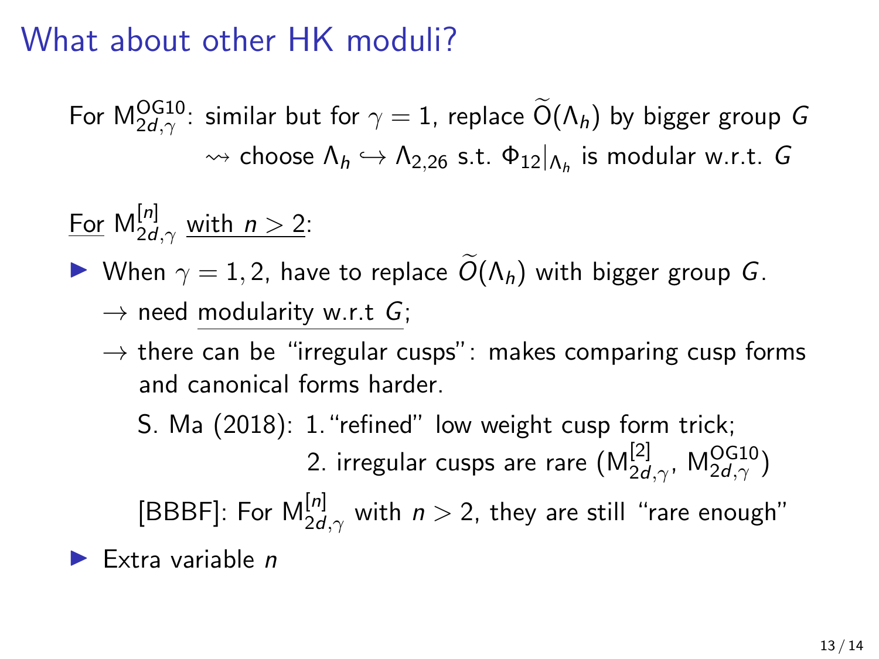# What about other HK moduli?

For $\mathrm{M}^{\mathrm{OG10}}_{2d,\gamma}$: similar but for $\gamma = 1$, replace $\widetilde{\mathrm{O}}(\Lambda_h)$ by bigger group $G$
$\rightsquigarrow$ choose $\Lambda_h \hookrightarrow \Lambda_{2,26}$ s.t. $\Phi_{12}|_{\Lambda_h}$ is modular w.r.t. $G$

For $\mathrm{M}^{[n]}_{2d,\gamma}$ with $n > 2$:

- When $\gamma = 1, 2$, have to replace $\widetilde{O}(\Lambda_h)$ with bigger group $G$.
  - $\rightarrow$ need modularity w.r.t $G$;
  - $\rightarrow$ there can be "irregular cusps": makes comparing cusp forms and canonical forms harder.

    S. Ma (2018): 1. "refined" low weight cusp form trick;
    2. irregular cusps are rare ($\mathrm{M}^{[2]}_{2d,\gamma}$, $\mathrm{M}^{\mathrm{OG10}}_{2d,\gamma}$)

    [BBBF]: For $\mathrm{M}^{[n]}_{2d,\gamma}$ with $n > 2$, they are still "rare enough"
- Extra variable $n$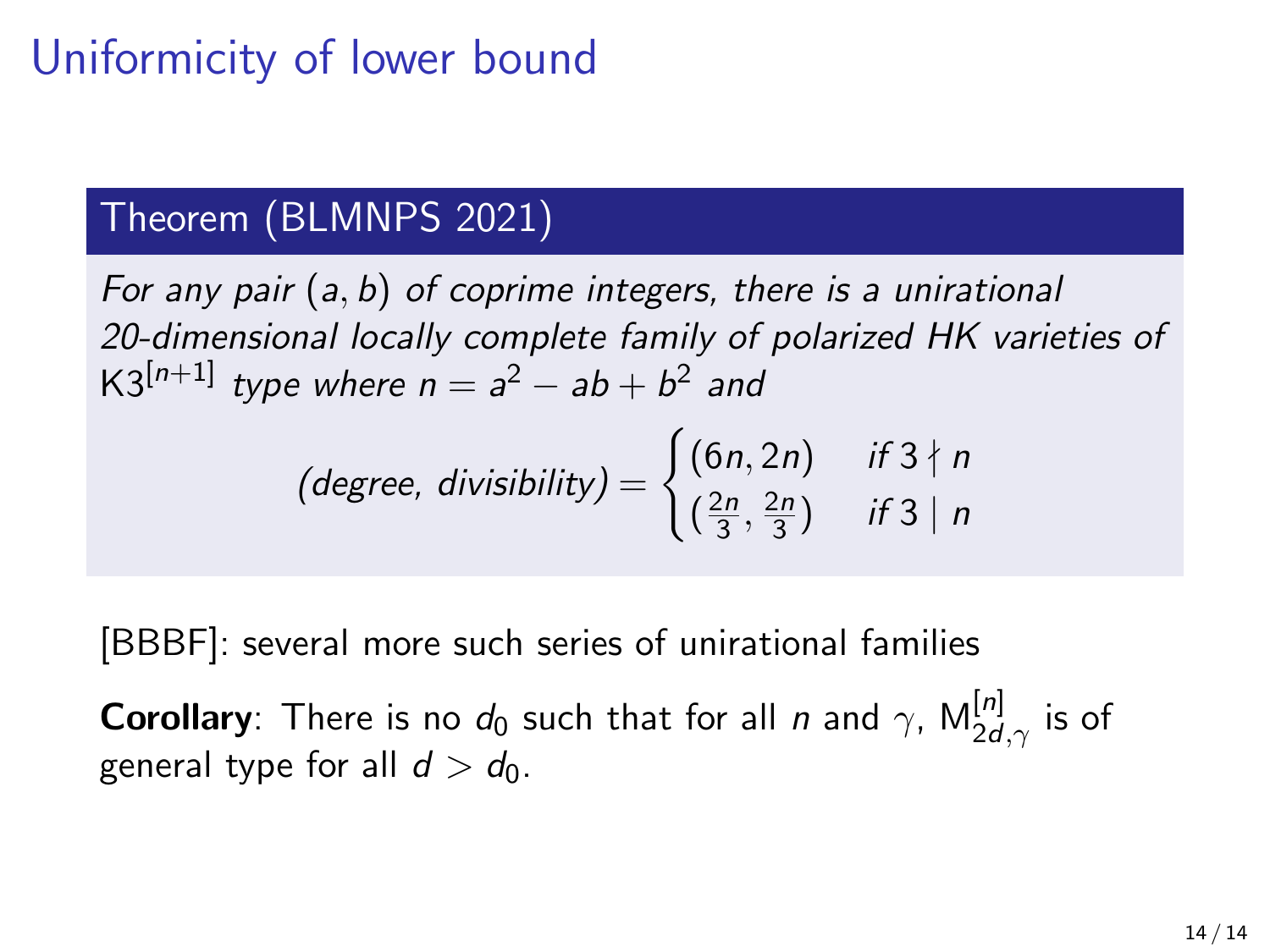# Uniformicity of lower bound

## Theorem (BLMNPS 2021)

*For any pair $(a, b)$ of coprime integers, there is a unirational 20-dimensional locally complete family of polarized HK varieties of* $\mathrm{K3}^{[n+1]}$ *type where* $n = a^2 - ab + b^2$ *and*

$$\text{(degree, divisibility)} = \begin{cases} (6n, 2n) & \text{if } 3 \nmid n \\ (\frac{2n}{3}, \frac{2n}{3}) & \text{if } 3 \mid n \end{cases}$$

[BBBF]: several more such series of unirational families

**Corollary**: There is no $d_0$ such that for all $n$ and $\gamma$, $\mathrm{M}^{[n]}_{2d,\gamma}$ is of general type for all $d > d_0$.